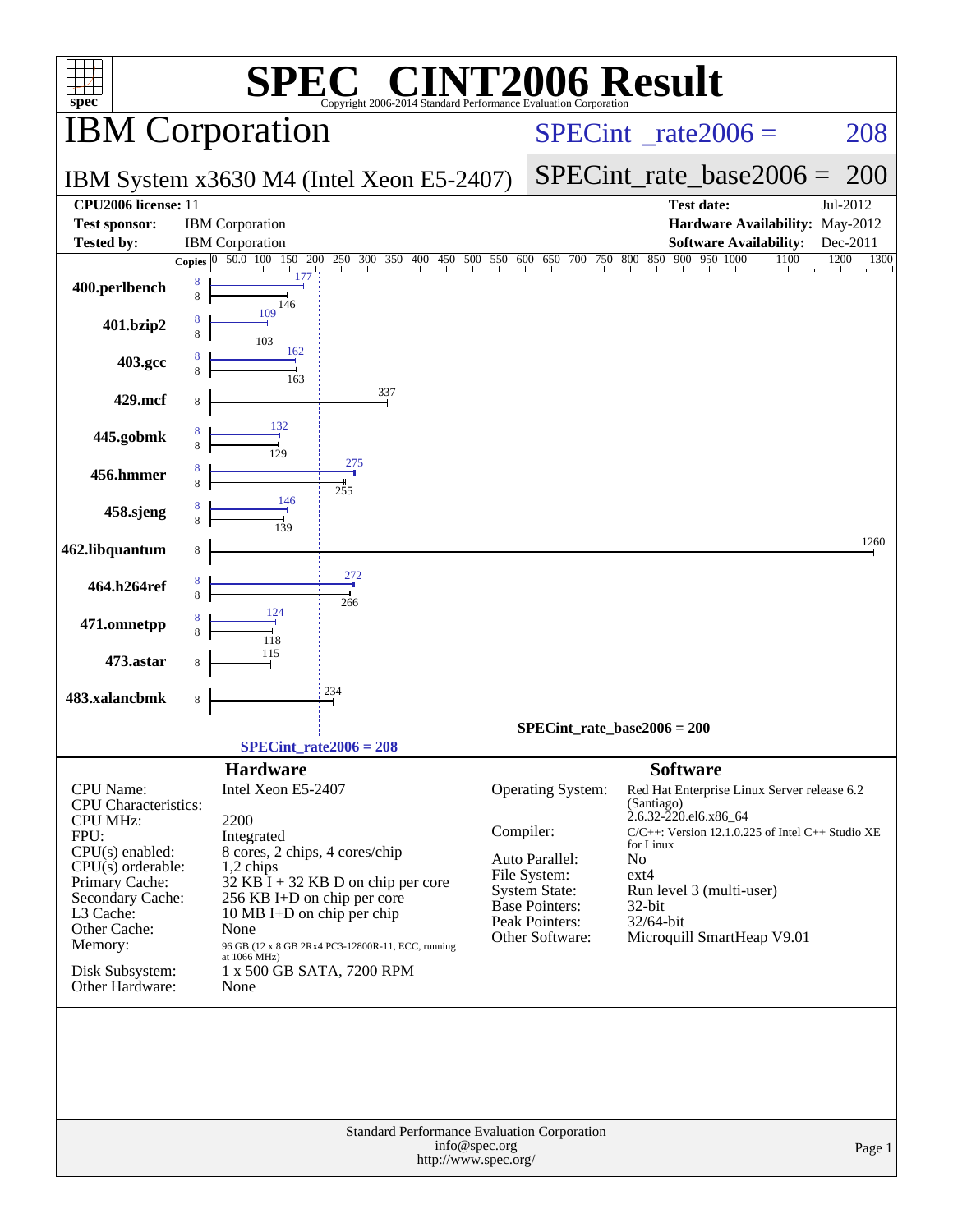# SPEC® CINT2006 Result

Copyright 2006-2014 Standard Performance Evaluation Corporation

## IBM Corporation

**IBM System x3630 M4 (Intel Xeon E5-2407)**

SPECint_rate2006 = 208

SPECint_rate_base2006 = 200

| | | | |
|---|---|---|---|
| **CPU2006 license:** | 11 | **Test date:** | Jul-2012 |
| **Test sponsor:** | IBM Corporation | **Hardware Availability:** | May-2012 |
| **Tested by:** | IBM Corporation | **Software Availability:** | Dec-2011 |

| Benchmark | Copies (peak) | Peak | Copies (base) | Base |
|---|---|---|---|---|
| 400.perlbench | 8 | 177 | 8 | 146 |
| 401.bzip2 | 8 | 109 | 8 | 103 |
| 403.gcc | 8 | 162 | 8 | 163 |
| 429.mcf | | | 8 | 337 |
| 445.gobmk | 8 | 132 | 8 | 129 |
| 456.hmmer | 8 | 275 | 8 | 255 |
| 458.sjeng | 8 | 146 | 8 | 139 |
| 462.libquantum | | | 8 | 1260 |
| 464.h264ref | 8 | 272 | 8 | 266 |
| 471.omnetpp | 8 | 124 | 8 | 118 |
| 473.astar | | | 8 | 115 |
| 483.xalancbmk | | | 8 | 234 |

SPECint_rate_base2006 = 200

SPECint_rate2006 = 208

## Hardware

| | |
|---|---|
| CPU Name: | Intel Xeon E5-2407 |
| CPU Characteristics: | |
| CPU MHz: | 2200 |
| FPU: | Integrated |
| CPU(s) enabled: | 8 cores, 2 chips, 4 cores/chip |
| CPU(s) orderable: | 1,2 chips |
| Primary Cache: | 32 KB I + 32 KB D on chip per core |
| Secondary Cache: | 256 KB I+D on chip per core |
| L3 Cache: | 10 MB I+D on chip per chip |
| Other Cache: | None |
| Memory: | 96 GB (12 x 8 GB 2Rx4 PC3-12800R-11, ECC, running at 1066 MHz) |
| Disk Subsystem: | 1 x 500 GB SATA, 7200 RPM |
| Other Hardware: | None |

## Software

| | |
|---|---|
| Operating System: | Red Hat Enterprise Linux Server release 6.2 (Santiago) 2.6.32-220.el6.x86_64 |
| Compiler: | C/C++: Version 12.1.0.225 of Intel C++ Studio XE for Linux |
| Auto Parallel: | No |
| File System: | ext4 |
| System State: | Run level 3 (multi-user) |
| Base Pointers: | 32-bit |
| Peak Pointers: | 32/64-bit |
| Other Software: | Microquill SmartHeap V9.01 |

Standard Performance Evaluation Corporation
info@spec.org
http://www.spec.org/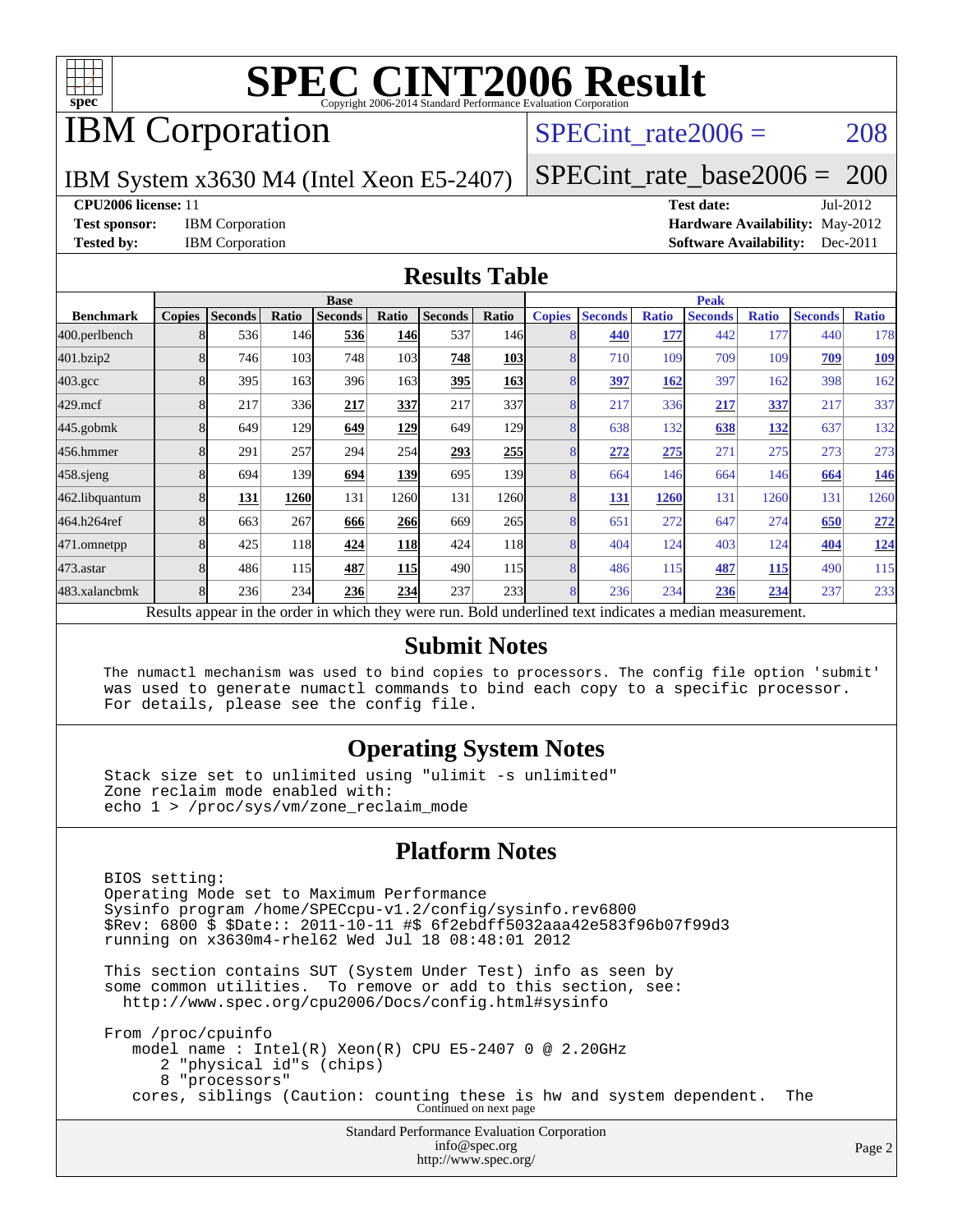# SPEC CINT2006 Result

Copyright 2006-2014 Standard Performance Evaluation Corporation

## IBM Corporation

IBM System x3630 M4 (Intel Xeon E5-2407)

SPECint_rate2006 = 208

SPECint_rate_base2006 = 200

**CPU2006 license:** 11
**Test sponsor:** IBM Corporation
**Tested by:** IBM Corporation

**Test date:** Jul-2012
**Hardware Availability:** May-2012
**Software Availability:** Dec-2011

## Results Table

| Benchmark | Base | | | | | | | Peak | | | | | | |
|---|---|---|---|---|---|---|---|---|---|---|---|---|---|---|
| | Copies | Seconds | Ratio | Seconds | Ratio | Seconds | Ratio | Copies | Seconds | Ratio | Seconds | Ratio | Seconds | Ratio |
| 400.perlbench | 8 | 536 | 146 | **536** | **146** | 537 | 146 | 8 | **440** | **177** | 442 | 177 | 440 | 178 |
| 401.bzip2 | 8 | 746 | 103 | 748 | 103 | **748** | **103** | 8 | 710 | 109 | 709 | 109 | **709** | **109** |
| 403.gcc | 8 | 395 | 163 | 396 | 163 | **395** | **163** | 8 | **397** | **162** | 397 | 162 | 398 | 162 |
| 429.mcf | 8 | 217 | 336 | **217** | **337** | 217 | 337 | 8 | 217 | 336 | **217** | **337** | 217 | 337 |
| 445.gobmk | 8 | 649 | 129 | **649** | **129** | 649 | 129 | 8 | 638 | 132 | **638** | **132** | 637 | 132 |
| 456.hmmer | 8 | 291 | 257 | 294 | 254 | **293** | **255** | 8 | **272** | **275** | 271 | 275 | 273 | 273 |
| 458.sjeng | 8 | 694 | 139 | **694** | **139** | 695 | 139 | 8 | 664 | 146 | 664 | 146 | **664** | **146** |
| 462.libquantum | 8 | **131** | **1260** | 131 | 1260 | 131 | 1260 | 8 | **131** | **1260** | 131 | 1260 | 131 | 1260 |
| 464.h264ref | 8 | 663 | 267 | **666** | **266** | 669 | 265 | 8 | 651 | 272 | 647 | 274 | **650** | **272** |
| 471.omnetpp | 8 | 425 | 118 | **424** | **118** | 424 | 118 | 8 | 404 | 124 | 403 | 124 | **404** | **124** |
| 473.astar | 8 | 486 | 115 | **487** | **115** | 490 | 115 | 8 | 486 | 115 | **487** | **115** | 490 | 115 |
| 483.xalancbmk | 8 | 236 | 234 | **236** | **234** | 237 | 233 | 8 | 236 | 234 | **236** | **234** | 237 | 233 |

Results appear in the order in which they were run. Bold underlined text indicates a median measurement.

## Submit Notes

```
The numactl mechanism was used to bind copies to processors. The config file option 'submit'
was used to generate numactl commands to bind each copy to a specific processor.
For details, please see the config file.
```

## Operating System Notes

```
Stack size set to unlimited using "ulimit -s unlimited"
Zone reclaim mode enabled with:
echo 1 > /proc/sys/vm/zone_reclaim_mode
```

## Platform Notes

```
BIOS setting:
Operating Mode set to Maximum Performance
Sysinfo program /home/SPECcpu-v1.2/config/sysinfo.rev6800
$Rev: 6800 $ $Date:: 2011-10-11 #$ 6f2ebdff5032aaa42e583f96b07f99d3
running on x3630m4-rhel62 Wed Jul 18 08:48:01 2012

This section contains SUT (System Under Test) info as seen by
some common utilities.  To remove or add to this section, see:
  http://www.spec.org/cpu2006/Docs/config.html#sysinfo

From /proc/cpuinfo
   model name : Intel(R) Xeon(R) CPU E5-2407 0 @ 2.20GHz
      2 "physical id"s (chips)
      8 "processors"
   cores, siblings (Caution: counting these is hw and system dependent.  The
```

Continued on next page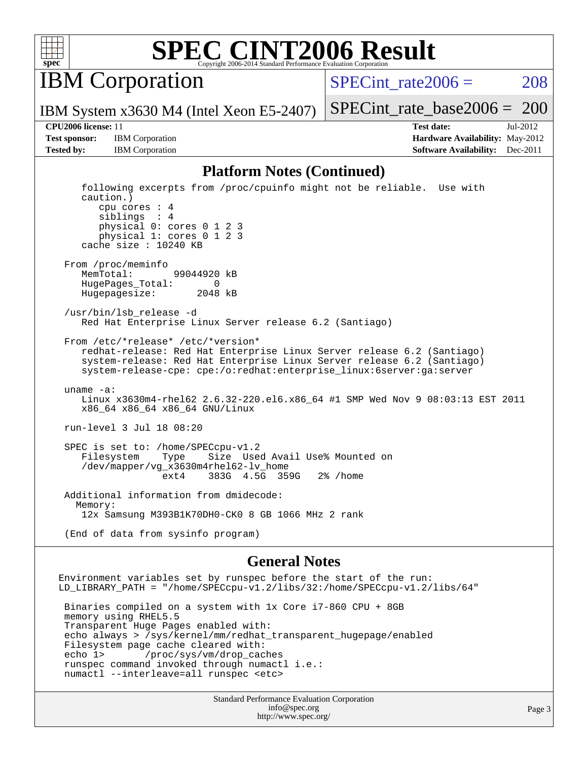## Platform Notes (Continued)

```
   following excerpts from /proc/cpuinfo might not be reliable.  Use with
   caution.)
      cpu cores : 4
      siblings  : 4
      physical 0: cores 0 1 2 3
      physical 1: cores 0 1 2 3
   cache size : 10240 KB

From /proc/meminfo
   MemTotal:       99044920 kB
   HugePages_Total:       0
   Hugepagesize:       2048 kB

/usr/bin/lsb_release -d
   Red Hat Enterprise Linux Server release 6.2 (Santiago)

From /etc/*release* /etc/*version*
   redhat-release: Red Hat Enterprise Linux Server release 6.2 (Santiago)
   system-release: Red Hat Enterprise Linux Server release 6.2 (Santiago)
   system-release-cpe: cpe:/o:redhat:enterprise_linux:6server:ga:server

uname -a:
   Linux x3630m4-rhel62 2.6.32-220.el6.x86_64 #1 SMP Wed Nov 9 08:03:13 EST 2011
   x86_64 x86_64 x86_64 GNU/Linux

run-level 3 Jul 18 08:20

SPEC is set to: /home/SPECcpu-v1.2
   Filesystem    Type    Size  Used Avail Use% Mounted on
   /dev/mapper/vg_x3630m4rhel62-lv_home
                 ext4    383G  4.5G  359G   2% /home

Additional information from dmidecode:
  Memory:
   12x Samsung M393B1K70DH0-CK0 8 GB 1066 MHz 2 rank

(End of data from sysinfo program)
```

## General Notes

```
Environment variables set by runspec before the start of the run:
LD_LIBRARY_PATH = "/home/SPECcpu-v1.2/libs/32:/home/SPECcpu-v1.2/libs/64"

 Binaries compiled on a system with 1x Core i7-860 CPU + 8GB
 memory using RHEL5.5
 Transparent Huge Pages enabled with:
 echo always > /sys/kernel/mm/redhat_transparent_hugepage/enabled
 Filesystem page cache cleared with:
 echo 1>       /proc/sys/vm/drop_caches
 runspec command invoked through numactl i.e.:
 numactl --interleave=all runspec <etc>
```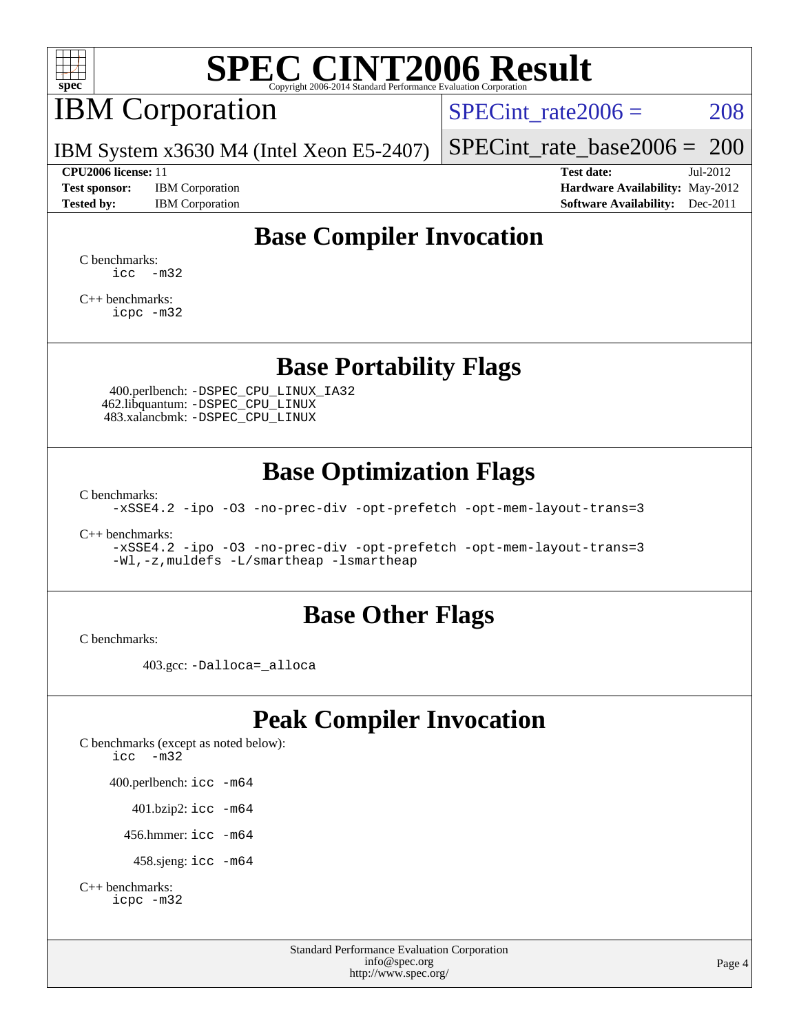# SPEC CINT2006 Result

Copyright 2006-2014 Standard Performance Evaluation Corporation

## IBM Corporation

IBM System x3630 M4 (Intel Xeon E5-2407)

SPECint_rate2006 = 208

SPECint_rate_base2006 = 200

| | | | |
|---|---|---|---|
| **CPU2006 license:** 11 | | **Test date:** | Jul-2012 |
| **Test sponsor:** | IBM Corporation | **Hardware Availability:** | May-2012 |
| **Tested by:** | IBM Corporation | **Software Availability:** | Dec-2011 |

## Base Compiler Invocation

C benchmarks:
```
icc  -m32
```

C++ benchmarks:
```
icpc -m32
```

## Base Portability Flags

400.perlbench: `-DSPEC_CPU_LINUX_IA32`
462.libquantum: `-DSPEC_CPU_LINUX`
483.xalancbmk: `-DSPEC_CPU_LINUX`

## Base Optimization Flags

C benchmarks:
```
-xSSE4.2 -ipo -O3 -no-prec-div -opt-prefetch -opt-mem-layout-trans=3
```

C++ benchmarks:
```
-xSSE4.2 -ipo -O3 -no-prec-div -opt-prefetch -opt-mem-layout-trans=3
-Wl,-z,muldefs -L/smartheap -lsmartheap
```

## Base Other Flags

C benchmarks:

403.gcc: `-Dalloca=_alloca`

## Peak Compiler Invocation

C benchmarks (except as noted below):
```
icc  -m32
```

400.perlbench: `icc -m64`

401.bzip2: `icc -m64`

456.hmmer: `icc -m64`

458.sjeng: `icc -m64`

C++ benchmarks:
```
icpc -m32
```

Standard Performance Evaluation Corporation
info@spec.org
http://www.spec.org/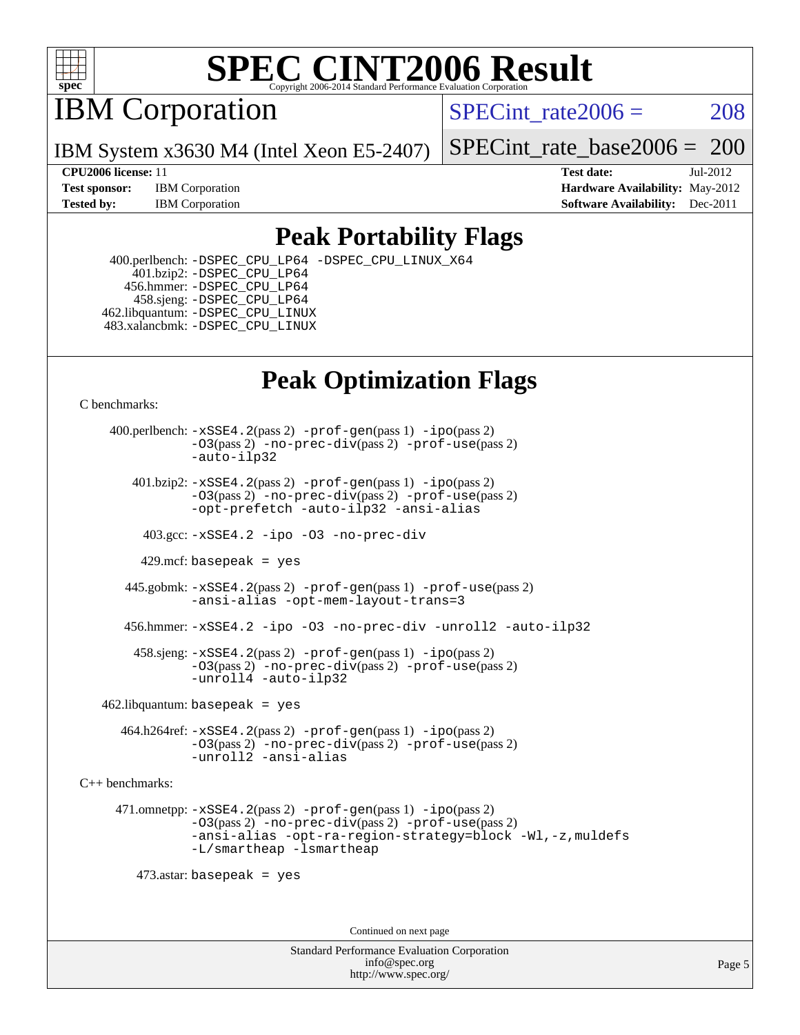# Peak Portability Flags

400.perlbench: -DSPEC_CPU_LP64 -DSPEC_CPU_LINUX_X64
401.bzip2: -DSPEC_CPU_LP64
456.hmmer: -DSPEC_CPU_LP64
458.sjeng: -DSPEC_CPU_LP64
462.libquantum: -DSPEC_CPU_LINUX
483.xalancbmk: -DSPEC_CPU_LINUX

# Peak Optimization Flags

C benchmarks:

400.perlbench: -xSSE4.2(pass 2) -prof-gen(pass 1) -ipo(pass 2) -O3(pass 2) -no-prec-div(pass 2) -prof-use(pass 2) -auto-ilp32

401.bzip2: -xSSE4.2(pass 2) -prof-gen(pass 1) -ipo(pass 2) -O3(pass 2) -no-prec-div(pass 2) -prof-use(pass 2) -opt-prefetch -auto-ilp32 -ansi-alias

403.gcc: -xSSE4.2 -ipo -O3 -no-prec-div

429.mcf: basepeak = yes

445.gobmk: -xSSE4.2(pass 2) -prof-gen(pass 1) -prof-use(pass 2) -ansi-alias -opt-mem-layout-trans=3

456.hmmer: -xSSE4.2 -ipo -O3 -no-prec-div -unroll2 -auto-ilp32

458.sjeng: -xSSE4.2(pass 2) -prof-gen(pass 1) -ipo(pass 2) -O3(pass 2) -no-prec-div(pass 2) -prof-use(pass 2) -unroll4 -auto-ilp32

462.libquantum: basepeak = yes

464.h264ref: -xSSE4.2(pass 2) -prof-gen(pass 1) -ipo(pass 2) -O3(pass 2) -no-prec-div(pass 2) -prof-use(pass 2) -unroll2 -ansi-alias

C++ benchmarks:

471.omnetpp: -xSSE4.2(pass 2) -prof-gen(pass 1) -ipo(pass 2) -O3(pass 2) -no-prec-div(pass 2) -prof-use(pass 2) -ansi-alias -opt-ra-region-strategy=block -Wl,-z,muldefs -L/smartheap -lsmartheap

473.astar: basepeak = yes

Continued on next page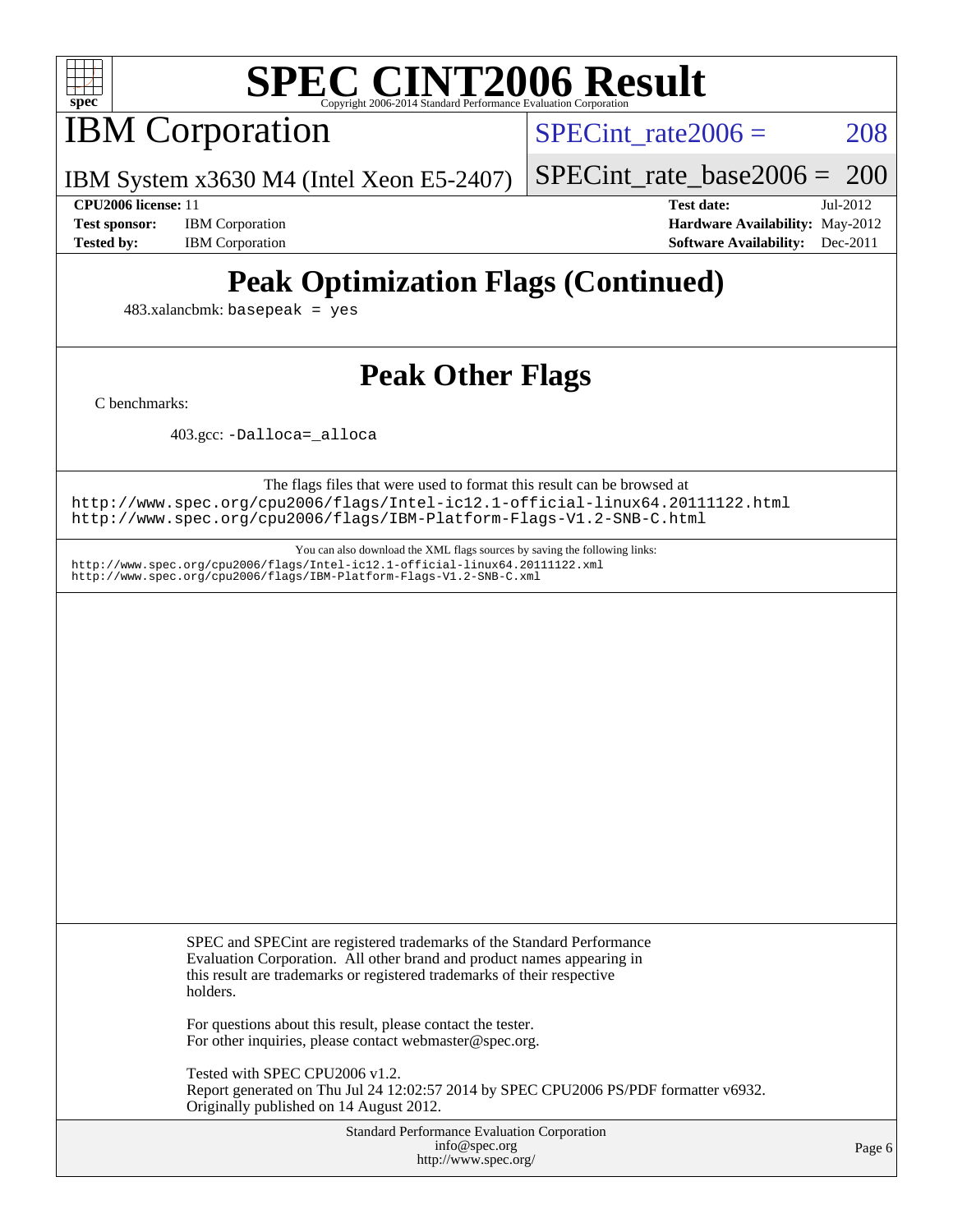# Peak Optimization Flags (Continued)

483.xalancbmk: basepeak = yes

# Peak Other Flags

C benchmarks:

403.gcc: -Dalloca=_alloca

The flags files that were used to format this result can be browsed at
http://www.spec.org/cpu2006/flags/Intel-ic12.1-official-linux64.20111122.html
http://www.spec.org/cpu2006/flags/IBM-Platform-Flags-V1.2-SNB-C.html

You can also download the XML flags sources by saving the following links:
http://www.spec.org/cpu2006/flags/Intel-ic12.1-official-linux64.20111122.xml
http://www.spec.org/cpu2006/flags/IBM-Platform-Flags-V1.2-SNB-C.xml

SPEC and SPECint are registered trademarks of the Standard Performance Evaluation Corporation. All other brand and product names appearing in this result are trademarks or registered trademarks of their respective holders.

For questions about this result, please contact the tester.
For other inquiries, please contact webmaster@spec.org.

Tested with SPEC CPU2006 v1.2.
Report generated on Thu Jul 24 12:02:57 2014 by SPEC CPU2006 PS/PDF formatter v6932.
Originally published on 14 August 2012.